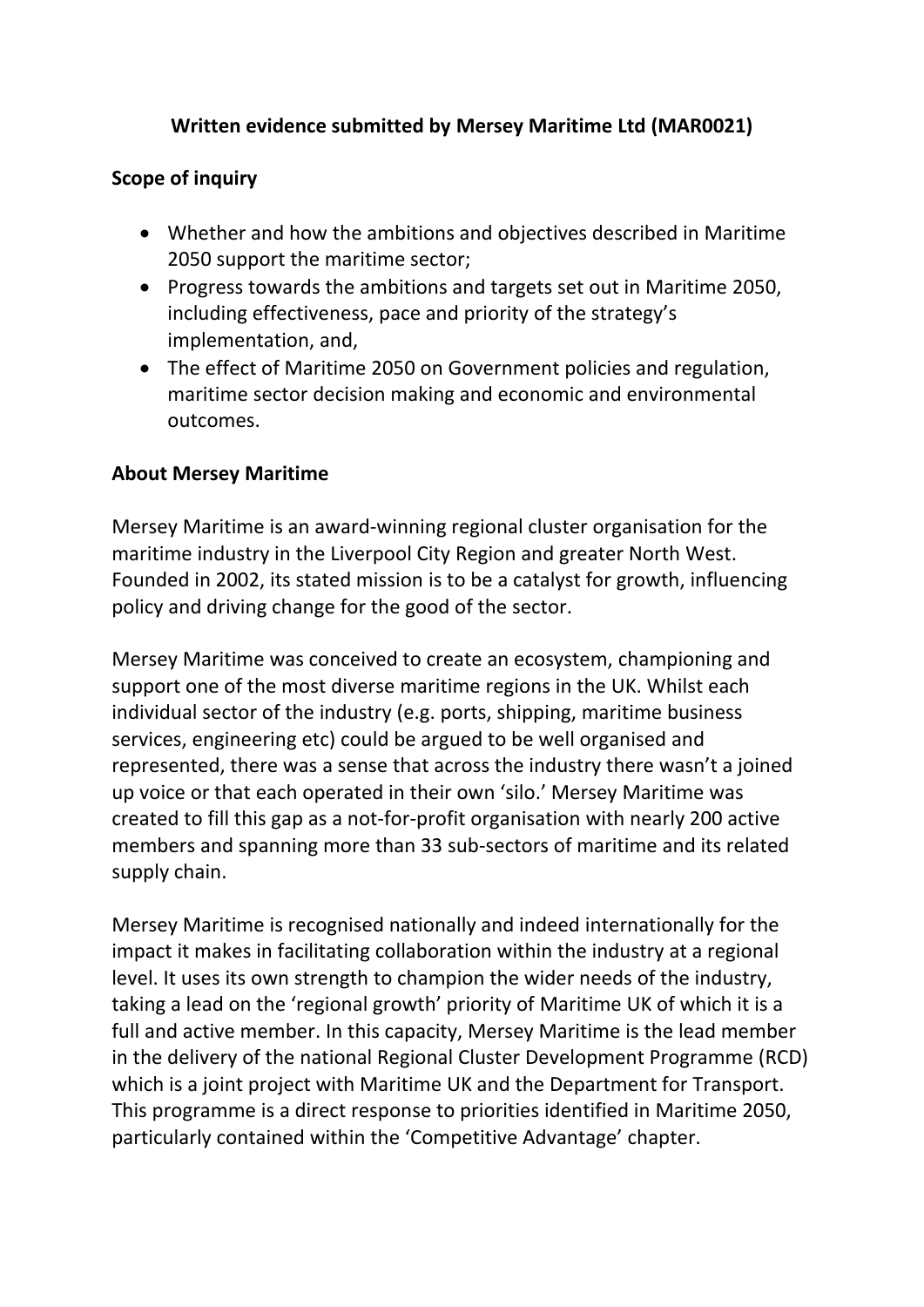**Written evidence submitted by Mersey Maritime Ltd (MAR0021)**

## Scope of inquiry

- Whether and how the ambitions and objectives described in Maritime 2050 support the maritime sector;
- Progress towards the ambitions and targets set out in Maritime 2050, including effectiveness, pace and priority of the strategy's implementation, and,
- The effect of Maritime 2050 on Government policies and regulation, maritime sector decision making and economic and environmental outcomes.

## About Mersey Maritime

Mersey Maritime is an award-winning regional cluster organisation for the maritime industry in the Liverpool City Region and greater North West. Founded in 2002, its stated mission is to be a catalyst for growth, influencing policy and driving change for the good of the sector.

Mersey Maritime was conceived to create an ecosystem, championing and support one of the most diverse maritime regions in the UK. Whilst each individual sector of the industry (e.g. ports, shipping, maritime business services, engineering etc) could be argued to be well organised and represented, there was a sense that across the industry there wasn't a joined up voice or that each operated in their own 'silo.' Mersey Maritime was created to fill this gap as a not-for-profit organisation with nearly 200 active members and spanning more than 33 sub-sectors of maritime and its related supply chain.

Mersey Maritime is recognised nationally and indeed internationally for the impact it makes in facilitating collaboration within the industry at a regional level. It uses its own strength to champion the wider needs of the industry, taking a lead on the 'regional growth' priority of Maritime UK of which it is a full and active member. In this capacity, Mersey Maritime is the lead member in the delivery of the national Regional Cluster Development Programme (RCD) which is a joint project with Maritime UK and the Department for Transport. This programme is a direct response to priorities identified in Maritime 2050, particularly contained within the 'Competitive Advantage' chapter.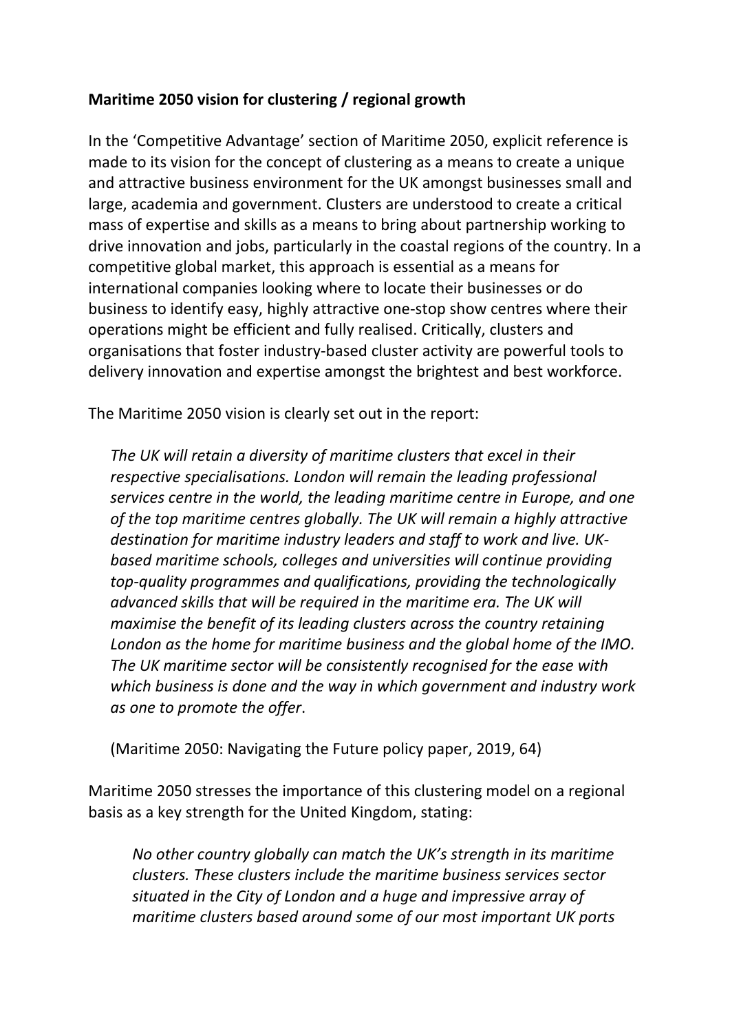**Maritime 2050 vision for clustering / regional growth**

In the 'Competitive Advantage' section of Maritime 2050, explicit reference is made to its vision for the concept of clustering as a means to create a unique and attractive business environment for the UK amongst businesses small and large, academia and government. Clusters are understood to create a critical mass of expertise and skills as a means to bring about partnership working to drive innovation and jobs, particularly in the coastal regions of the country. In a competitive global market, this approach is essential as a means for international companies looking where to locate their businesses or do business to identify easy, highly attractive one-stop show centres where their operations might be efficient and fully realised. Critically, clusters and organisations that foster industry-based cluster activity are powerful tools to delivery innovation and expertise amongst the brightest and best workforce.

The Maritime 2050 vision is clearly set out in the report:

> *The UK will retain a diversity of maritime clusters that excel in their respective specialisations. London will remain the leading professional services centre in the world, the leading maritime centre in Europe, and one of the top maritime centres globally. The UK will remain a highly attractive destination for maritime industry leaders and staff to work and live. UK-based maritime schools, colleges and universities will continue providing top-quality programmes and qualifications, providing the technologically advanced skills that will be required in the maritime era. The UK will maximise the benefit of its leading clusters across the country retaining London as the home for maritime business and the global home of the IMO. The UK maritime sector will be consistently recognised for the ease with which business is done and the way in which government and industry work as one to promote the offer*.
>
> (Maritime 2050: Navigating the Future policy paper, 2019, 64)

Maritime 2050 stresses the importance of this clustering model on a regional basis as a key strength for the United Kingdom, stating:

> *No other country globally can match the UK's strength in its maritime clusters. These clusters include the maritime business services sector situated in the City of London and a huge and impressive array of maritime clusters based around some of our most important UK ports*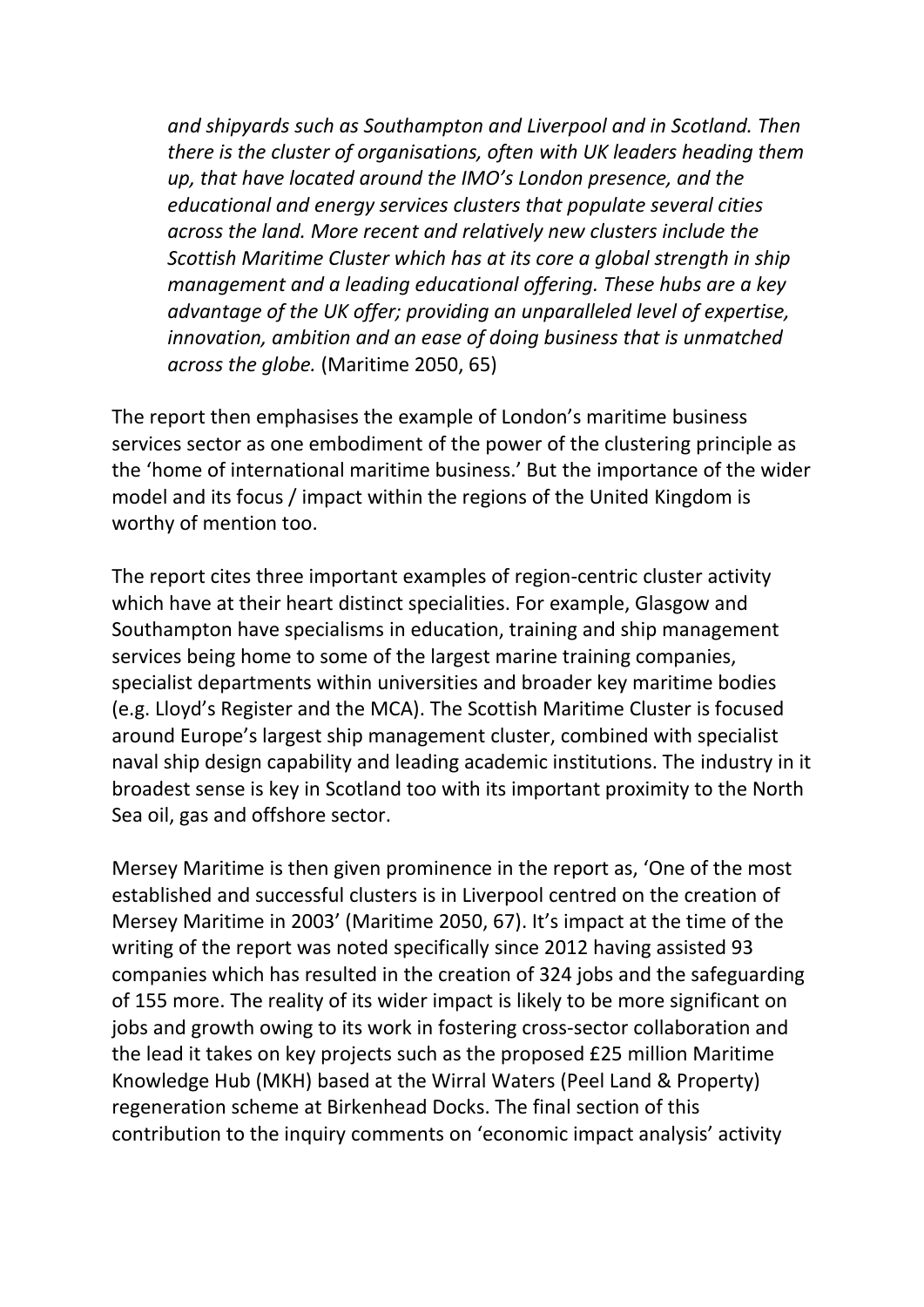*and shipyards such as Southampton and Liverpool and in Scotland. Then there is the cluster of organisations, often with UK leaders heading them up, that have located around the IMO's London presence, and the educational and energy services clusters that populate several cities across the land. More recent and relatively new clusters include the Scottish Maritime Cluster which has at its core a global strength in ship management and a leading educational offering. These hubs are a key advantage of the UK offer; providing an unparalleled level of expertise, innovation, ambition and an ease of doing business that is unmatched across the globe.* (Maritime 2050, 65)

The report then emphasises the example of London's maritime business services sector as one embodiment of the power of the clustering principle as the 'home of international maritime business.' But the importance of the wider model and its focus / impact within the regions of the United Kingdom is worthy of mention too.

The report cites three important examples of region-centric cluster activity which have at their heart distinct specialities. For example, Glasgow and Southampton have specialisms in education, training and ship management services being home to some of the largest marine training companies, specialist departments within universities and broader key maritime bodies (e.g. Lloyd's Register and the MCA). The Scottish Maritime Cluster is focused around Europe's largest ship management cluster, combined with specialist naval ship design capability and leading academic institutions. The industry in it broadest sense is key in Scotland too with its important proximity to the North Sea oil, gas and offshore sector.

Mersey Maritime is then given prominence in the report as, 'One of the most established and successful clusters is in Liverpool centred on the creation of Mersey Maritime in 2003' (Maritime 2050, 67). It's impact at the time of the writing of the report was noted specifically since 2012 having assisted 93 companies which has resulted in the creation of 324 jobs and the safeguarding of 155 more. The reality of its wider impact is likely to be more significant on jobs and growth owing to its work in fostering cross-sector collaboration and the lead it takes on key projects such as the proposed £25 million Maritime Knowledge Hub (MKH) based at the Wirral Waters (Peel Land & Property) regeneration scheme at Birkenhead Docks. The final section of this contribution to the inquiry comments on 'economic impact analysis' activity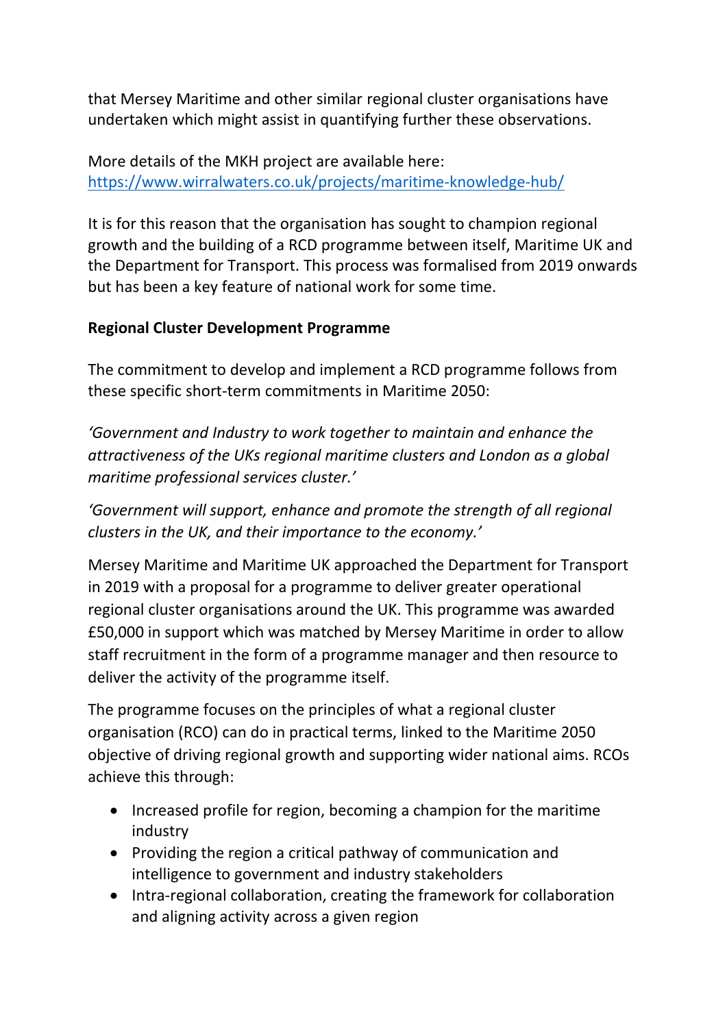that Mersey Maritime and other similar regional cluster organisations have undertaken which might assist in quantifying further these observations.

More details of the MKH project are available here: [https://www.wirralwaters.co.uk/projects/maritime-knowledge-hub/](https://www.wirralwaters.co.uk/projects/maritime-knowledge-hub/)

It is for this reason that the organisation has sought to champion regional growth and the building of a RCD programme between itself, Maritime UK and the Department for Transport. This process was formalised from 2019 onwards but has been a key feature of national work for some time.

**Regional Cluster Development Programme**

The commitment to develop and implement a RCD programme follows from these specific short-term commitments in Maritime 2050:

*'Government and Industry to work together to maintain and enhance the attractiveness of the UKs regional maritime clusters and London as a global maritime professional services cluster.'*

*'Government will support, enhance and promote the strength of all regional clusters in the UK, and their importance to the economy.'*

Mersey Maritime and Maritime UK approached the Department for Transport in 2019 with a proposal for a programme to deliver greater operational regional cluster organisations around the UK. This programme was awarded £50,000 in support which was matched by Mersey Maritime in order to allow staff recruitment in the form of a programme manager and then resource to deliver the activity of the programme itself.

The programme focuses on the principles of what a regional cluster organisation (RCO) can do in practical terms, linked to the Maritime 2050 objective of driving regional growth and supporting wider national aims. RCOs achieve this through:

- Increased profile for region, becoming a champion for the maritime industry
- Providing the region a critical pathway of communication and intelligence to government and industry stakeholders
- Intra-regional collaboration, creating the framework for collaboration and aligning activity across a given region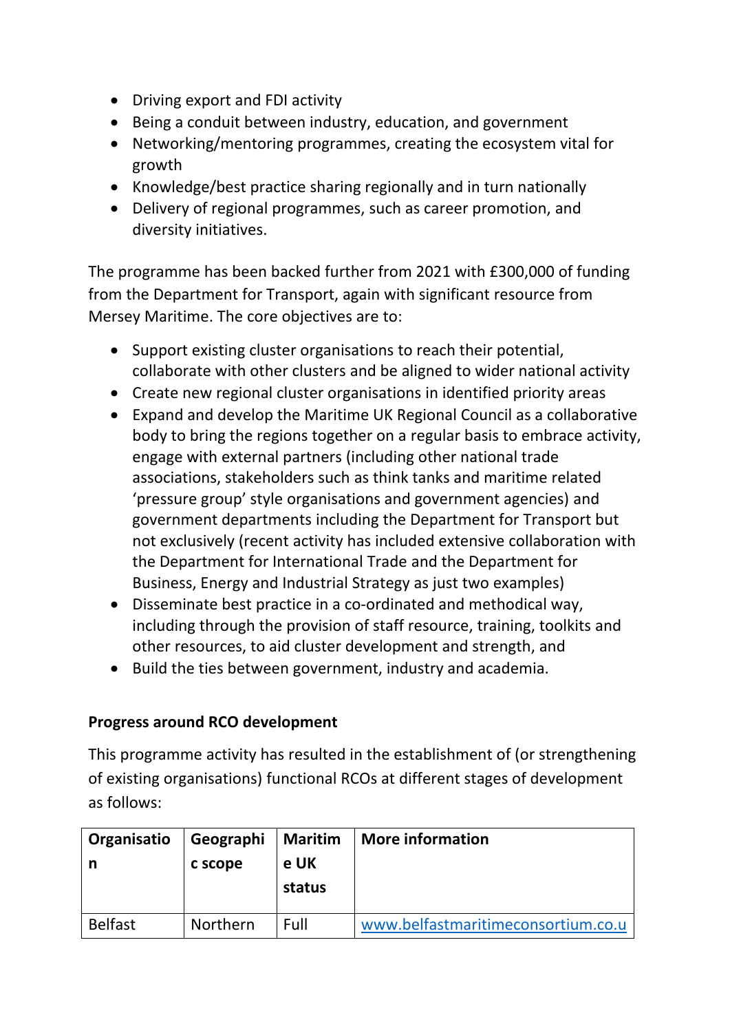- Driving export and FDI activity
- Being a conduit between industry, education, and government
- Networking/mentoring programmes, creating the ecosystem vital for growth
- Knowledge/best practice sharing regionally and in turn nationally
- Delivery of regional programmes, such as career promotion, and diversity initiatives.

The programme has been backed further from 2021 with £300,000 of funding from the Department for Transport, again with significant resource from Mersey Maritime. The core objectives are to:

- Support existing cluster organisations to reach their potential, collaborate with other clusters and be aligned to wider national activity
- Create new regional cluster organisations in identified priority areas
- Expand and develop the Maritime UK Regional Council as a collaborative body to bring the regions together on a regular basis to embrace activity, engage with external partners (including other national trade associations, stakeholders such as think tanks and maritime related 'pressure group' style organisations and government agencies) and government departments including the Department for Transport but not exclusively (recent activity has included extensive collaboration with the Department for International Trade and the Department for Business, Energy and Industrial Strategy as just two examples)
- Disseminate best practice in a co-ordinated and methodical way, including through the provision of staff resource, training, toolkits and other resources, to aid cluster development and strength, and
- Build the ties between government, industry and academia.

**Progress around RCO development**

This programme activity has resulted in the establishment of (or strengthening of existing organisations) functional RCOs at different stages of development as follows:

| Organisation | Geographic scope | Maritime UK status | More information |
|---|---|---|---|
| Belfast | Northern | Full | www.belfastmaritimeconsortium.co.u |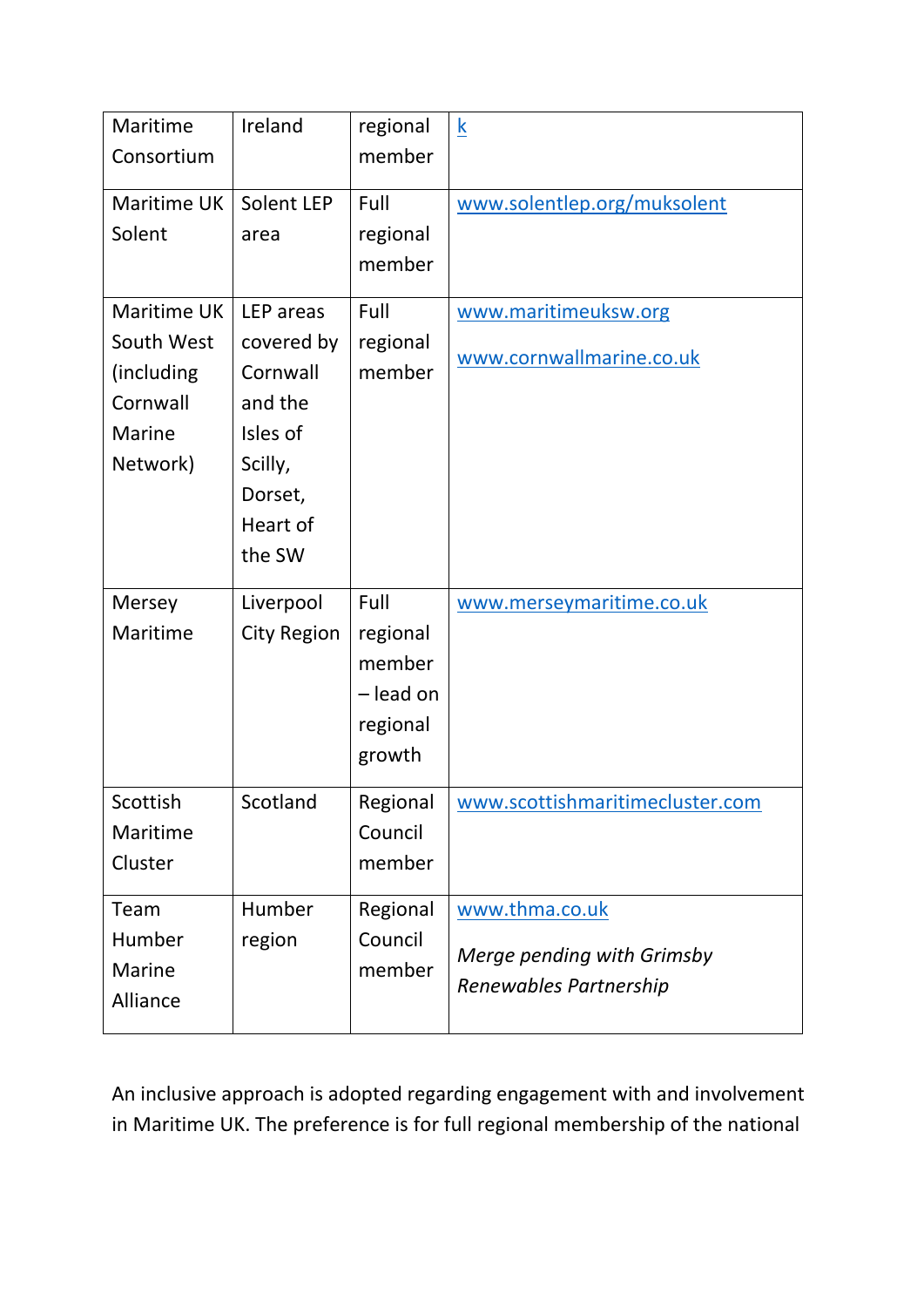| Maritime Consortium | Ireland | regional member | k |
|---|---|---|---|
| Maritime UK Solent | Solent LEP area | Full regional member | www.solentlep.org/muksolent |
| Maritime UK South West (including Cornwall Marine Network) | LEP areas covered by Cornwall and the Isles of Scilly, Dorset, Heart of the SW | Full regional member | www.maritimeuksw.org<br><br>www.cornwallmarine.co.uk |
| Mersey Maritime | Liverpool City Region | Full regional member – lead on regional growth | www.merseymaritime.co.uk |
| Scottish Maritime Cluster | Scotland | Regional Council member | www.scottishmaritimecluster.com |
| Team Humber Marine Alliance | Humber region | Regional Council member | www.thma.co.uk<br><br>*Merge pending with Grimsby Renewables Partnership* |

An inclusive approach is adopted regarding engagement with and involvement in Maritime UK. The preference is for full regional membership of the national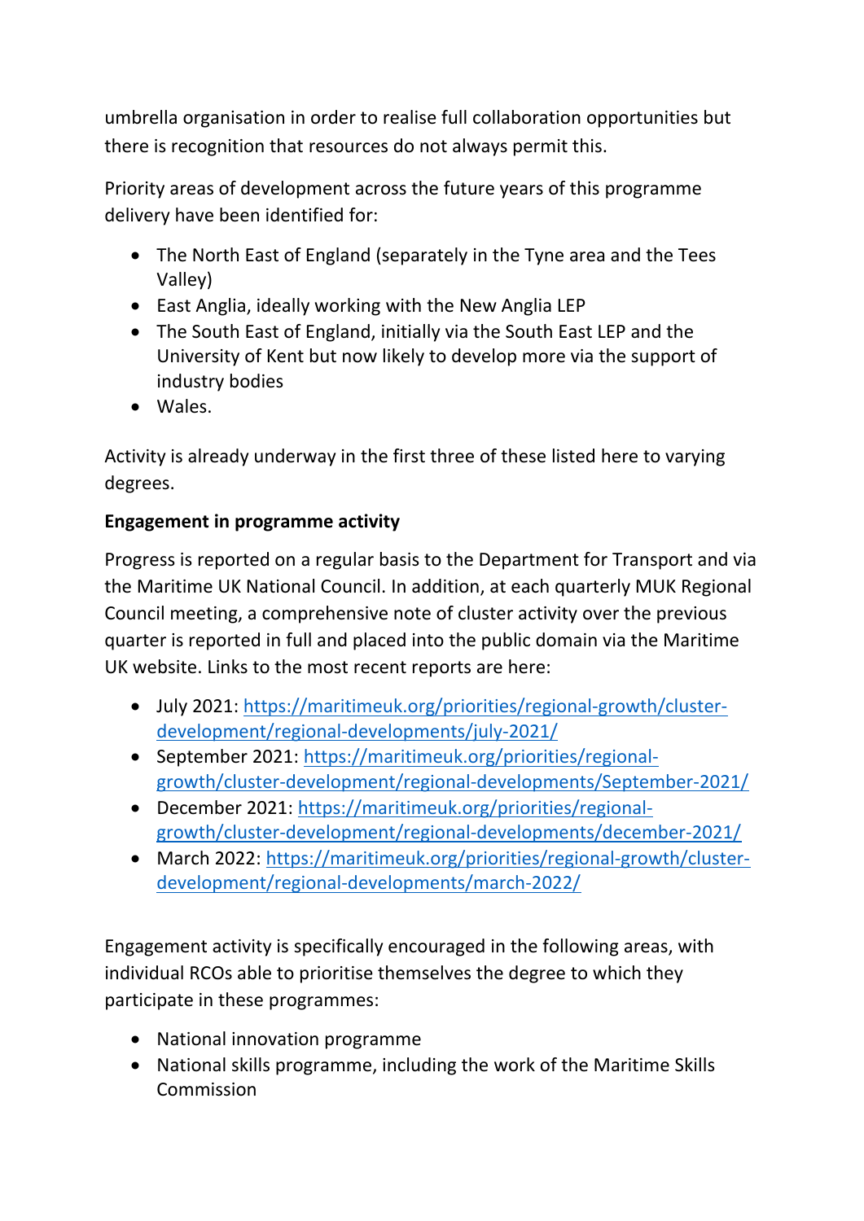umbrella organisation in order to realise full collaboration opportunities but there is recognition that resources do not always permit this.

Priority areas of development across the future years of this programme delivery have been identified for:

- The North East of England (separately in the Tyne area and the Tees Valley)
- East Anglia, ideally working with the New Anglia LEP
- The South East of England, initially via the South East LEP and the University of Kent but now likely to develop more via the support of industry bodies
- Wales.

Activity is already underway in the first three of these listed here to varying degrees.

**Engagement in programme activity**

Progress is reported on a regular basis to the Department for Transport and via the Maritime UK National Council. In addition, at each quarterly MUK Regional Council meeting, a comprehensive note of cluster activity over the previous quarter is reported in full and placed into the public domain via the Maritime UK website. Links to the most recent reports are here:

- July 2021: https://maritimeuk.org/priorities/regional-growth/cluster-development/regional-developments/july-2021/
- September 2021: https://maritimeuk.org/priorities/regional-growth/cluster-development/regional-developments/September-2021/
- December 2021: https://maritimeuk.org/priorities/regional-growth/cluster-development/regional-developments/december-2021/
- March 2022: https://maritimeuk.org/priorities/regional-growth/cluster-development/regional-developments/march-2022/

Engagement activity is specifically encouraged in the following areas, with individual RCOs able to prioritise themselves the degree to which they participate in these programmes:

- National innovation programme
- National skills programme, including the work of the Maritime Skills Commission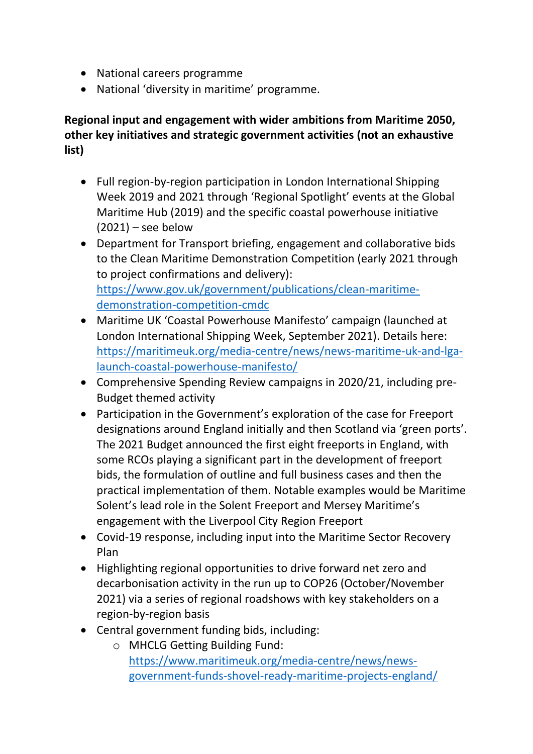- National careers programme
- National 'diversity in maritime' programme.

**Regional input and engagement with wider ambitions from Maritime 2050, other key initiatives and strategic government activities (not an exhaustive list)**

- Full region-by-region participation in London International Shipping Week 2019 and 2021 through 'Regional Spotlight' events at the Global Maritime Hub (2019) and the specific coastal powerhouse initiative (2021) – see below
- Department for Transport briefing, engagement and collaborative bids to the Clean Maritime Demonstration Competition (early 2021 through to project confirmations and delivery): [https://www.gov.uk/government/publications/clean-maritime-demonstration-competition-cmdc](https://www.gov.uk/government/publications/clean-maritime-demonstration-competition-cmdc)
- Maritime UK 'Coastal Powerhouse Manifesto' campaign (launched at London International Shipping Week, September 2021). Details here: [https://maritimeuk.org/media-centre/news/news-maritime-uk-and-lga-launch-coastal-powerhouse-manifesto/](https://maritimeuk.org/media-centre/news/news-maritime-uk-and-lga-launch-coastal-powerhouse-manifesto/)
- Comprehensive Spending Review campaigns in 2020/21, including pre-Budget themed activity
- Participation in the Government's exploration of the case for Freeport designations around England initially and then Scotland via 'green ports'. The 2021 Budget announced the first eight freeports in England, with some RCOs playing a significant part in the development of freeport bids, the formulation of outline and full business cases and then the practical implementation of them. Notable examples would be Maritime Solent's lead role in the Solent Freeport and Mersey Maritime's engagement with the Liverpool City Region Freeport
- Covid-19 response, including input into the Maritime Sector Recovery Plan
- Highlighting regional opportunities to drive forward net zero and decarbonisation activity in the run up to COP26 (October/November 2021) via a series of regional roadshows with key stakeholders on a region-by-region basis
- Central government funding bids, including:
  - MHCLG Getting Building Fund: [https://www.maritimeuk.org/media-centre/news/news-government-funds-shovel-ready-maritime-projects-england/](https://www.maritimeuk.org/media-centre/news/news-government-funds-shovel-ready-maritime-projects-england/)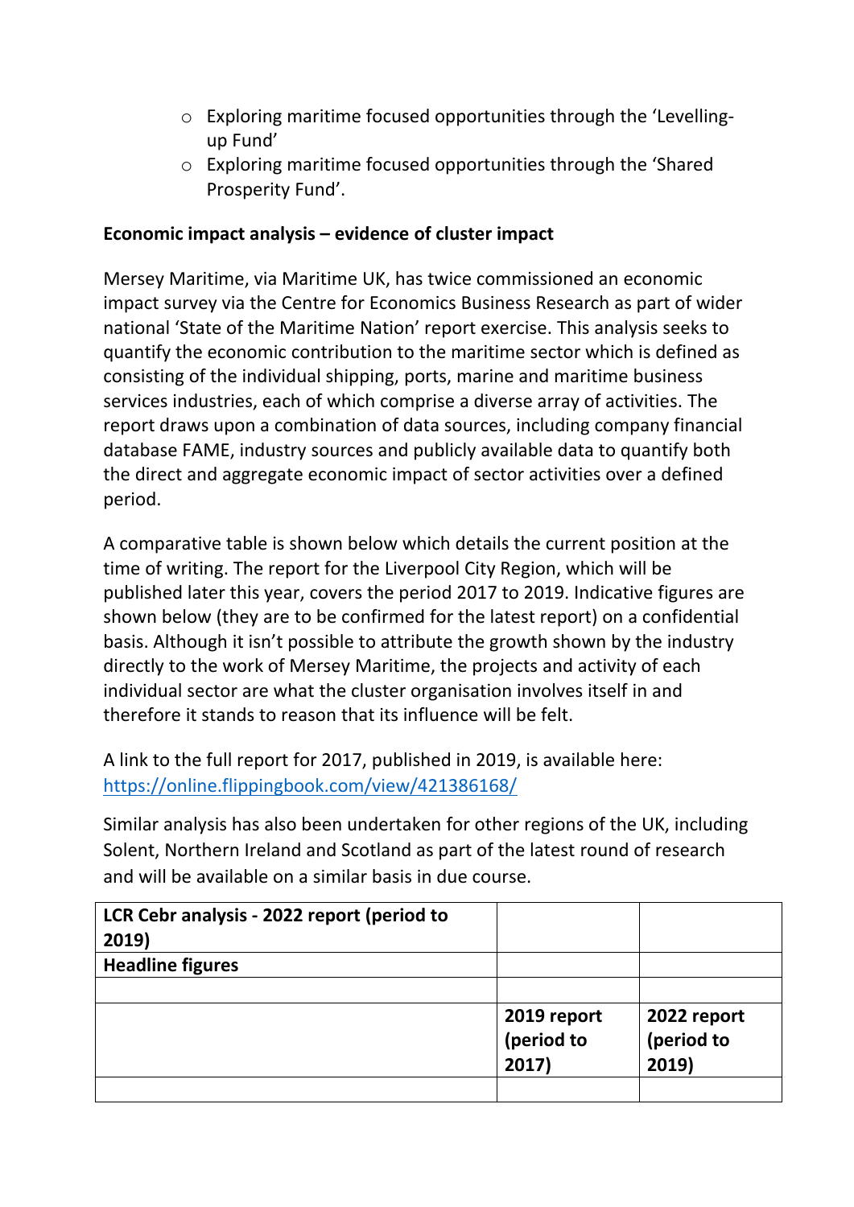- Exploring maritime focused opportunities through the 'Levelling-up Fund'
- Exploring maritime focused opportunities through the 'Shared Prosperity Fund'.

**Economic impact analysis – evidence of cluster impact**

Mersey Maritime, via Maritime UK, has twice commissioned an economic impact survey via the Centre for Economics Business Research as part of wider national 'State of the Maritime Nation' report exercise. This analysis seeks to quantify the economic contribution to the maritime sector which is defined as consisting of the individual shipping, ports, marine and maritime business services industries, each of which comprise a diverse array of activities. The report draws upon a combination of data sources, including company financial database FAME, industry sources and publicly available data to quantify both the direct and aggregate economic impact of sector activities over a defined period.

A comparative table is shown below which details the current position at the time of writing. The report for the Liverpool City Region, which will be published later this year, covers the period 2017 to 2019. Indicative figures are shown below (they are to be confirmed for the latest report) on a confidential basis. Although it isn't possible to attribute the growth shown by the industry directly to the work of Mersey Maritime, the projects and activity of each individual sector are what the cluster organisation involves itself in and therefore it stands to reason that its influence will be felt.

A link to the full report for 2017, published in 2019, is available here: https://online.flippingbook.com/view/421386168/

Similar analysis has also been undertaken for other regions of the UK, including Solent, Northern Ireland and Scotland as part of the latest round of research and will be available on a similar basis in due course.

| **LCR Cebr analysis - 2022 report (period to 2019)** | | |
|---|---|---|
| **Headline figures** | | |
| | | |
| | **2019 report (period to 2017)** | **2022 report (period to 2019)** |
| | | |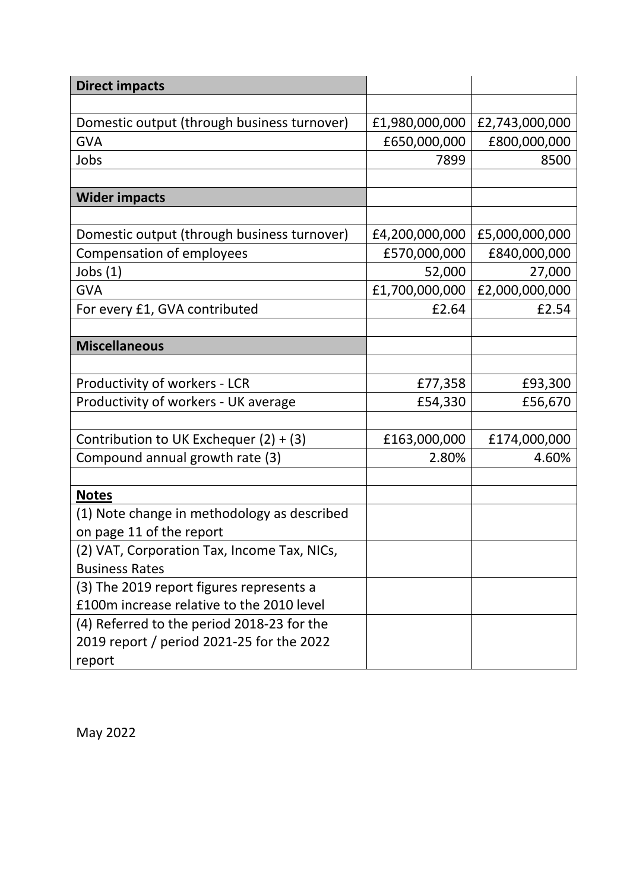| | | |
|---|---|---|
| **Direct impacts** | | |
| | | |
| Domestic output (through business turnover) | £1,980,000,000 | £2,743,000,000 |
| GVA | £650,000,000 | £800,000,000 |
| Jobs | 7899 | 8500 |
| | | |
| **Wider impacts** | | |
| | | |
| Domestic output (through business turnover) | £4,200,000,000 | £5,000,000,000 |
| Compensation of employees | £570,000,000 | £840,000,000 |
| Jobs (1) | 52,000 | 27,000 |
| GVA | £1,700,000,000 | £2,000,000,000 |
| For every £1, GVA contributed | £2.64 | £2.54 |
| | | |
| **Miscellaneous** | | |
| | | |
| Productivity of workers - LCR | £77,358 | £93,300 |
| Productivity of workers - UK average | £54,330 | £56,670 |
| | | |
| Contribution to UK Exchequer (2) + (3) | £163,000,000 | £174,000,000 |
| Compound annual growth rate (3) | 2.80% | 4.60% |
| | | |
| **Notes** | | |
| (1) Note change in methodology as described on page 11 of the report | | |
| (2) VAT, Corporation Tax, Income Tax, NICs, Business Rates | | |
| (3) The 2019 report figures represents a £100m increase relative to the 2010 level | | |
| (4) Referred to the period 2018-23 for the 2019 report / period 2021-25 for the 2022 report | | |

May 2022